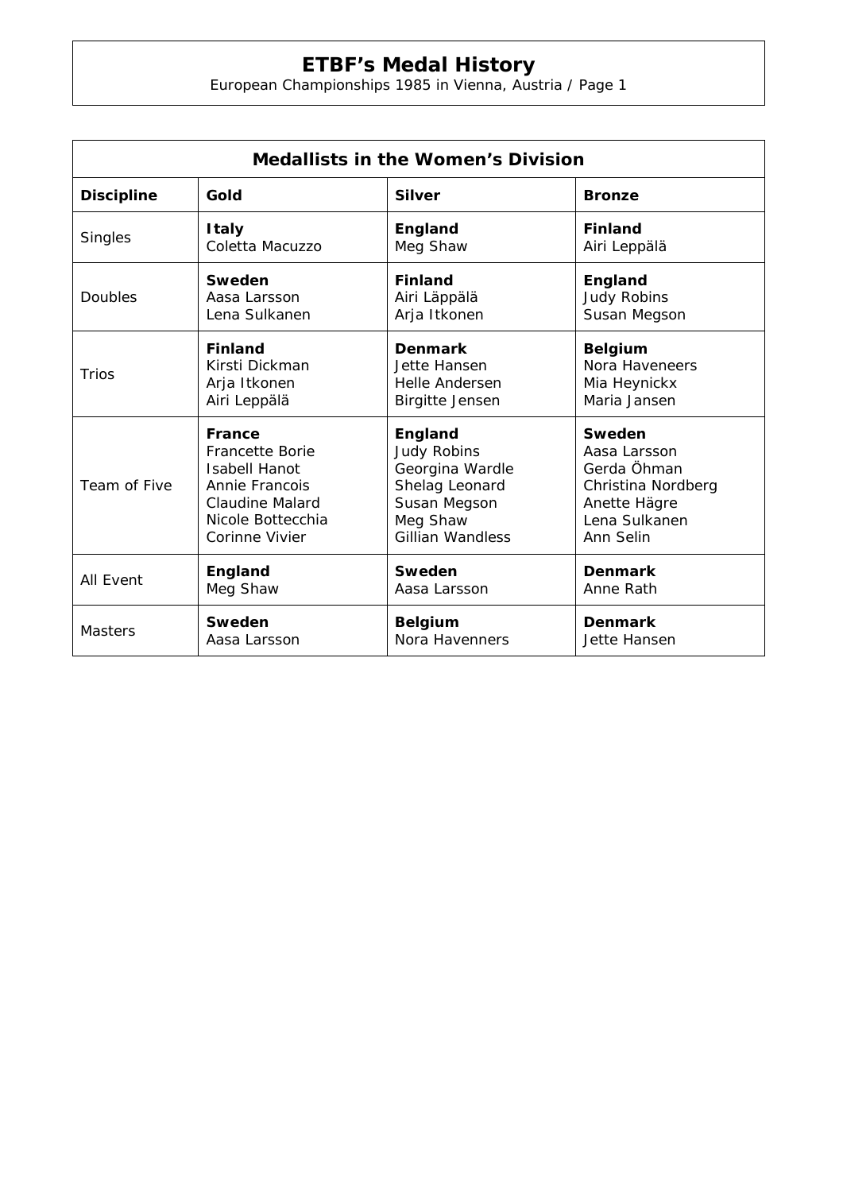# ETBF's Medal History

European Championships 1985 in Vienna, Austria / Page 1

| Medallists in the Women's Division | | | |
|---|---|---|---|
| **Discipline** | **Gold** | **Silver** | **Bronze** |
| Singles | **Italy**<br>Coletta Macuzzo | **England**<br>Meg Shaw | **Finland**<br>Airi Leppälä |
| Doubles | **Sweden**<br>Aasa Larsson<br>Lena Sulkanen | **Finland**<br>Airi Läppälä<br>Arja Itkonen | **England**<br>Judy Robins<br>Susan Megson |
| Trios | **Finland**<br>Kirsti Dickman<br>Arja Itkonen<br>Airi Leppälä | **Denmark**<br>Jette Hansen<br>Helle Andersen<br>Birgitte Jensen | **Belgium**<br>Nora Haveneers<br>Mia Heynickx<br>Maria Jansen |
| Team of Five | **France**<br>Francette Borie<br>Isabell Hanot<br>Annie Francois<br>Claudine Malard<br>Nicole Bottecchia<br>Corinne Vivier | **England**<br>Judy Robins<br>Georgina Wardle<br>Shelag Leonard<br>Susan Megson<br>Meg Shaw<br>Gillian Wandless | **Sweden**<br>Aasa Larsson<br>Gerda Öhman<br>Christina Nordberg<br>Anette Hägre<br>Lena Sulkanen<br>Ann Selin |
| All Event | **England**<br>Meg Shaw | **Sweden**<br>Aasa Larsson | **Denmark**<br>Anne Rath |
| Masters | **Sweden**<br>Aasa Larsson | **Belgium**<br>Nora Havenners | **Denmark**<br>Jette Hansen |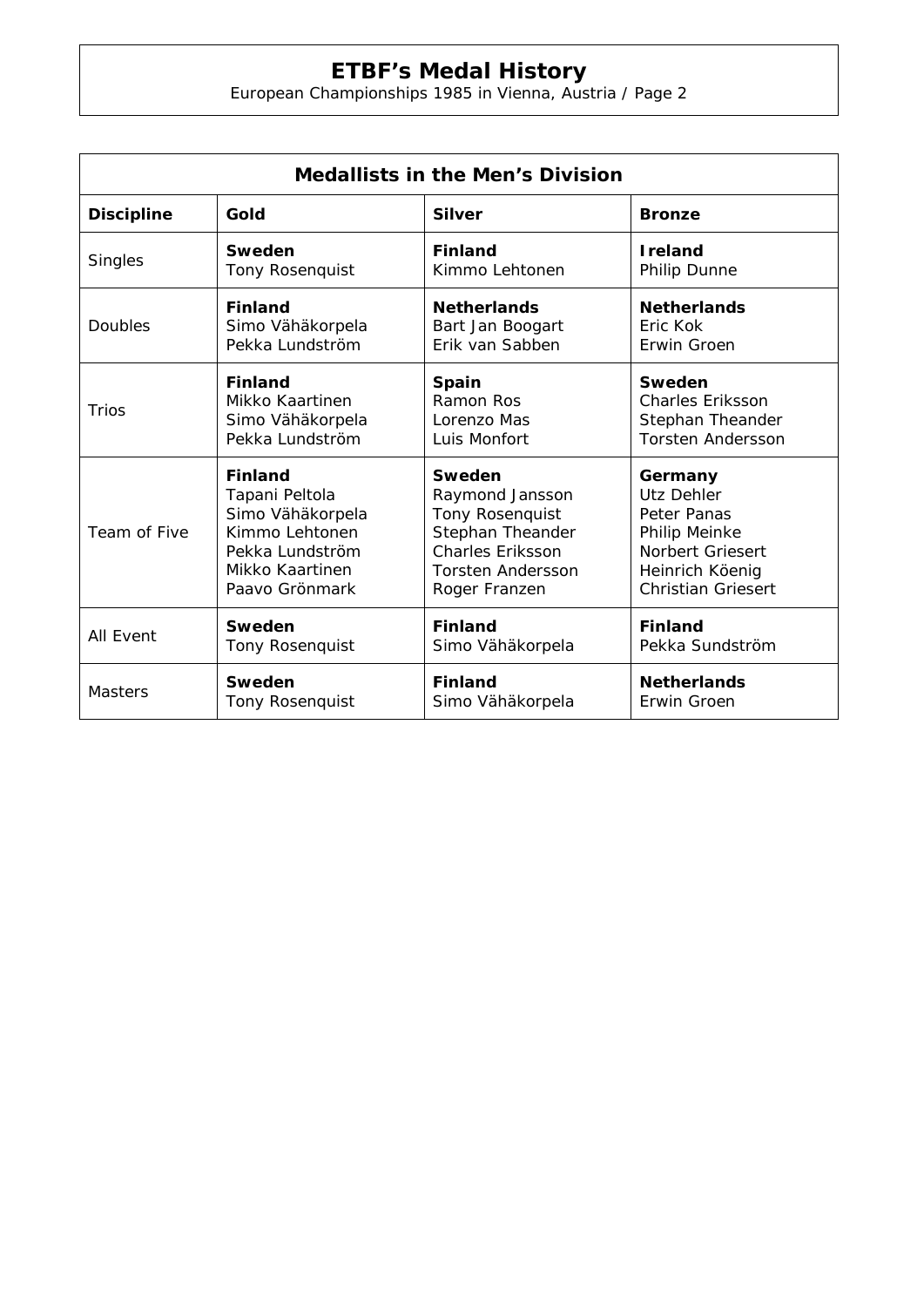# ETBF's Medal History

European Championships 1985 in Vienna, Austria / Page 2

| Medallists in the Men's Division | | | |
|---|---|---|---|
| **Discipline** | **Gold** | **Silver** | **Bronze** |
| Singles | **Sweden**<br>Tony Rosenquist | **Finland**<br>Kimmo Lehtonen | **Ireland**<br>Philip Dunne |
| Doubles | **Finland**<br>Simo Vähäkorpela<br>Pekka Lundström | **Netherlands**<br>Bart Jan Boogart<br>Erik van Sabben | **Netherlands**<br>Eric Kok<br>Erwin Groen |
| Trios | **Finland**<br>Mikko Kaartinen<br>Simo Vähäkorpela<br>Pekka Lundström | **Spain**<br>Ramon Ros<br>Lorenzo Mas<br>Luis Monfort | **Sweden**<br>Charles Eriksson<br>Stephan Theander<br>Torsten Andersson |
| Team of Five | **Finland**<br>Tapani Peltola<br>Simo Vähäkorpela<br>Kimmo Lehtonen<br>Pekka Lundström<br>Mikko Kaartinen<br>Paavo Grönmark | **Sweden**<br>Raymond Jansson<br>Tony Rosenquist<br>Stephan Theander<br>Charles Eriksson<br>Torsten Andersson<br>Roger Franzen | **Germany**<br>Utz Dehler<br>Peter Panas<br>Philip Meinke<br>Norbert Griesert<br>Heinrich Köenig<br>Christian Griesert |
| All Event | **Sweden**<br>Tony Rosenquist | **Finland**<br>Simo Vähäkorpela | **Finland**<br>Pekka Sundström |
| Masters | **Sweden**<br>Tony Rosenquist | **Finland**<br>Simo Vähäkorpela | **Netherlands**<br>Erwin Groen |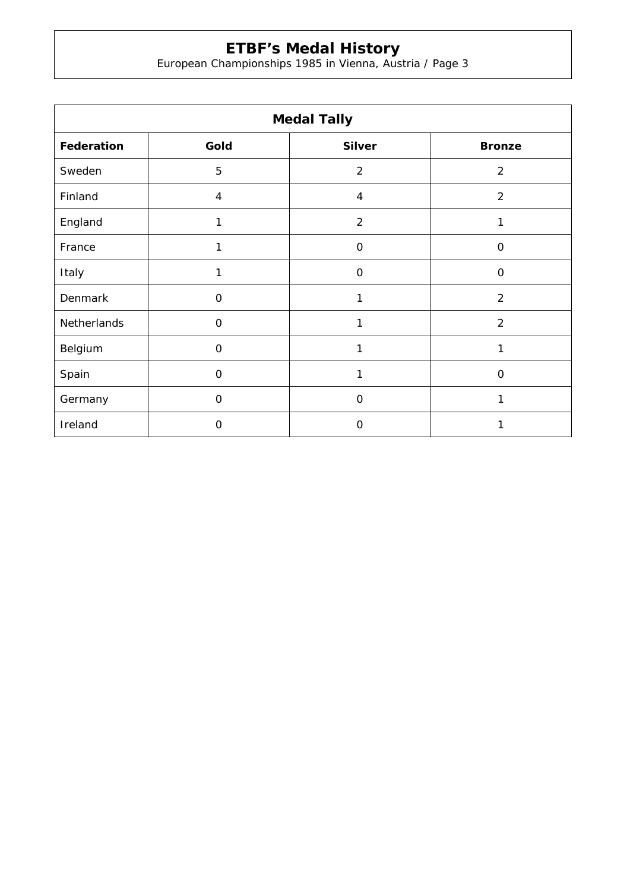| Medal Tally | | | |
|---|---|---|---|
| **Federation** | **Gold** | **Silver** | **Bronze** |
| Sweden | 5 | 2 | 2 |
| Finland | 4 | 4 | 2 |
| England | 1 | 2 | 1 |
| France | 1 | 0 | 0 |
| Italy | 1 | 0 | 0 |
| Denmark | 0 | 1 | 2 |
| Netherlands | 0 | 1 | 2 |
| Belgium | 0 | 1 | 1 |
| Spain | 0 | 1 | 0 |
| Germany | 0 | 0 | 1 |
| Ireland | 0 | 0 | 1 |